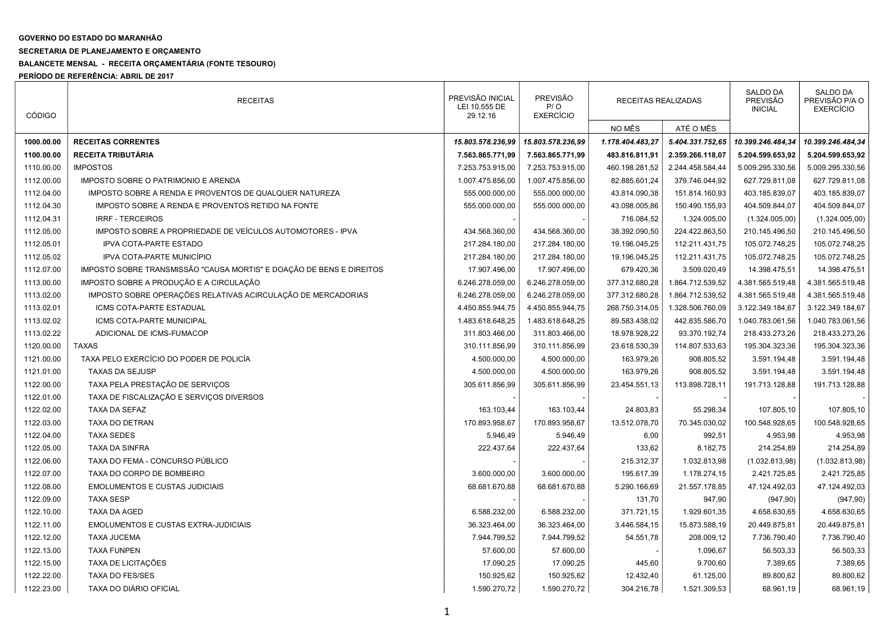**GOVERNO DO ESTADO DO MARANHÃO**

**SECRETARIA DE PLANEJAMENTO E ORÇAMENTO**

**BALANCETE MENSAL - RECEITA ORÇAMENTÁRIA (FONTE TESOURO)**

**PERÍODO DE REFERÊNCIA: ABRIL DE 2017**

| CÓDIGO | RECEITAS | PREVISÃO INICIAL LEI 10.555 DE 29.12.16 | PREVISÃO P/ O EXERCÍCIO | RECEITAS REALIZADAS | | SALDO DA PREVISÃO INICIAL | SALDO DA PREVISÃO P/A O EXERCÍCIO |
|---|---|---|---|---|---|---|---|
| | | | | NO MÊS | ATÉ O MÊS | | |
| **1000.00.00** | **RECEITAS CORRENTES** | ***15.803.578.236,99*** | ***15.803.578.236,99*** | ***1.178.404.483,27*** | ***5.404.331.752,65*** | ***10.399.246.484,34*** | ***10.399.246.484,34*** |
| **1100.00.00** | **RECEITA TRIBUTÁRIA** | **7.563.865.771,99** | **7.563.865.771,99** | **483.816.811,91** | **2.359.266.118,07** | **5.204.599.653,92** | **5.204.599.653,92** |
| 1110.00.00 | IMPOSTOS | 7.253.753.915,00 | 7.253.753.915,00 | 460.198.281,52 | 2.244.458.584,44 | 5.009.295.330,56 | 5.009.295.330,56 |
| 1112.00.00 | IMPOSTO SOBRE O PATRIMONIO E ARENDA | 1.007.475.856,00 | 1.007.475.856,00 | 82.885.601,24 | 379.746.044,92 | 627.729.811,08 | 627.729.811,08 |
| 1112.04.00 | IMPOSTO SOBRE A RENDA E PROVENTOS DE QUALQUER NATUREZA | 555.000.000,00 | 555.000.000,00 | 43.814.090,38 | 151.814.160,93 | 403.185.839,07 | 403.185.839,07 |
| 1112.04.30 | IMPOSTO SOBRE A RENDA E PROVENTOS RETIDO NA FONTE | 555.000.000,00 | 555.000.000,00 | 43.098.005,86 | 150.490.155,93 | 404.509.844,07 | 404.509.844,07 |
| 1112.04.31 | IRRF - TERCEIROS | - | - | 716.084,52 | 1.324.005,00 | (1.324.005,00) | (1.324.005,00) |
| 1112.05.00 | IMPOSTO SOBRE A PROPRIEDADE DE VEÍCULOS AUTOMOTORES - IPVA | 434.568.360,00 | 434.568.360,00 | 38.392.090,50 | 224.422.863,50 | 210.145.496,50 | 210.145.496,50 |
| 1112.05.01 | IPVA COTA-PARTE ESTADO | 217.284.180,00 | 217.284.180,00 | 19.196.045,25 | 112.211.431,75 | 105.072.748,25 | 105.072.748,25 |
| 1112.05.02 | IPVA COTA-PARTE MUNICÍPIO | 217.284.180,00 | 217.284.180,00 | 19.196.045,25 | 112.211.431,75 | 105.072.748,25 | 105.072.748,25 |
| 1112.07.00 | IMPOSTO SOBRE TRANSMISSÃO "CAUSA MORTIS" E DOAÇÃO DE BENS E DIREITOS | 17.907.496,00 | 17.907.496,00 | 679.420,36 | 3.509.020,49 | 14.398.475,51 | 14.398.475,51 |
| 1113.00.00 | IMPOSTO SOBRE A PRODUÇÃO E A CIRCULAÇÃO | 6.246.278.059,00 | 6.246.278.059,00 | 377.312.680,28 | 1.864.712.539,52 | 4.381.565.519,48 | 4.381.565.519,48 |
| 1113.02.00 | IMPOSTO SOBRE OPERAÇÕES RELATIVAS ACIRCULAÇÃO DE MERCADORIAS | 6.246.278.059,00 | 6.246.278.059,00 | 377.312.680,28 | 1.864.712.539,52 | 4.381.565.519,48 | 4.381.565.519,48 |
| 1113.02.01 | ICMS COTA-PARTE ESTADUAL | 4.450.855.944,75 | 4.450.855.944,75 | 268.750.314,05 | 1.328.506.760,09 | 3.122.349.184,67 | 3.122.349.184,67 |
| 1113.02.02 | ICMS COTA-PARTE MUNICIPAL | 1.483.618.648,25 | 1.483.618.648,25 | 89.583.438,02 | 442.835.586,70 | 1.040.783.061,56 | 1.040.783.061,56 |
| 1113.02.22 | ADICIONAL DE ICMS-FUMACOP | 311.803.466,00 | 311.803.466,00 | 18.978.928,22 | 93.370.192,74 | 218.433.273,26 | 218.433.273,26 |
| 1120.00.00 | TAXAS | 310.111.856,99 | 310.111.856,99 | 23.618.530,39 | 114.807.533,63 | 195.304.323,36 | 195.304.323,36 |
| 1121.00.00 | TAXA PELO EXERCÍCIO DO PODER DE POLICÍA | 4.500.000,00 | 4.500.000,00 | 163.979,26 | 908.805,52 | 3.591.194,48 | 3.591.194,48 |
| 1121.01.00 | TAXAS DA SEJUSP | 4.500.000,00 | 4.500.000,00 | 163.979,26 | 908.805,52 | 3.591.194,48 | 3.591.194,48 |
| 1122.00.00 | TAXA PELA PRESTAÇÃO DE SERVIÇOS | 305.611.856,99 | 305.611.856,99 | 23.454.551,13 | 113.898.728,11 | 191.713.128,88 | 191.713.128,88 |
| 1122.01.00 | TAXA DE FISCALIZAÇÃO E SERVIÇOS DIVERSOS | - | - | - | - | - | - |
| 1122.02.00 | TAXA DA SEFAZ | 163.103,44 | 163.103,44 | 24.803,83 | 55.298,34 | 107.805,10 | 107.805,10 |
| 1122.03.00 | TAXA DO DETRAN | 170.893.958,67 | 170.893.958,67 | 13.512.078,70 | 70.345.030,02 | 100.548.928,65 | 100.548.928,65 |
| 1122.04.00 | TAXA SEDES | 5.946,49 | 5.946,49 | 6,00 | 992,51 | 4.953,98 | 4.953,98 |
| 1122.05.00 | TAXA DA SINFRA | 222.437,64 | 222.437,64 | 133,62 | 8.182,75 | 214.254,89 | 214.254,89 |
| 1122.06.00 | TAXA DO FEMA - CONCURSO PÚBLICO | - | - | 215.312,37 | 1.032.813,98 | (1.032.813,98) | (1.032.813,98) |
| 1122.07.00 | TAXA DO CORPO DE BOMBEIRO | 3.600.000,00 | 3.600.000,00 | 195.617,39 | 1.178.274,15 | 2.421.725,85 | 2.421.725,85 |
| 1122.08.00 | EMOLUMENTOS E CUSTAS JUDICIAIS | 68.681.670,88 | 68.681.670,88 | 5.290.166,69 | 21.557.178,85 | 47.124.492,03 | 47.124.492,03 |
| 1122.09.00 | TAXA SESP | - | - | 131,70 | 947,90 | (947,90) | (947,90) |
| 1122.10.00 | TAXA DA AGED | 6.588.232,00 | 6.588.232,00 | 371.721,15 | 1.929.601,35 | 4.658.630,65 | 4.658.630,65 |
| 1122.11.00 | EMOLUMENTOS E CUSTAS EXTRA-JUDICIAIS | 36.323.464,00 | 36.323.464,00 | 3.446.584,15 | 15.873.588,19 | 20.449.875,81 | 20.449.875,81 |
| 1122.12.00 | TAXA JUCEMA | 7.944.799,52 | 7.944.799,52 | 54.551,78 | 208.009,12 | 7.736.790,40 | 7.736.790,40 |
| 1122.13.00 | TAXA FUNPEN | 57.600,00 | 57.600,00 | - | 1.096,67 | 56.503,33 | 56.503,33 |
| 1122.15.00 | TAXA DE LICITAÇÕES | 17.090,25 | 17.090,25 | 445,60 | 9.700,60 | 7.389,65 | 7.389,65 |
| 1122.22.00 | TAXA DO FES/SES | 150.925,62 | 150.925,62 | 12.432,40 | 61.125,00 | 89.800,62 | 89.800,62 |
| 1122.23.00 | TAXA DO DIÁRIO OFICIAL | 1.590.270,72 | 1.590.270,72 | 304.216,78 | 1.521.309,53 | 68.961,19 | 68.961,19 |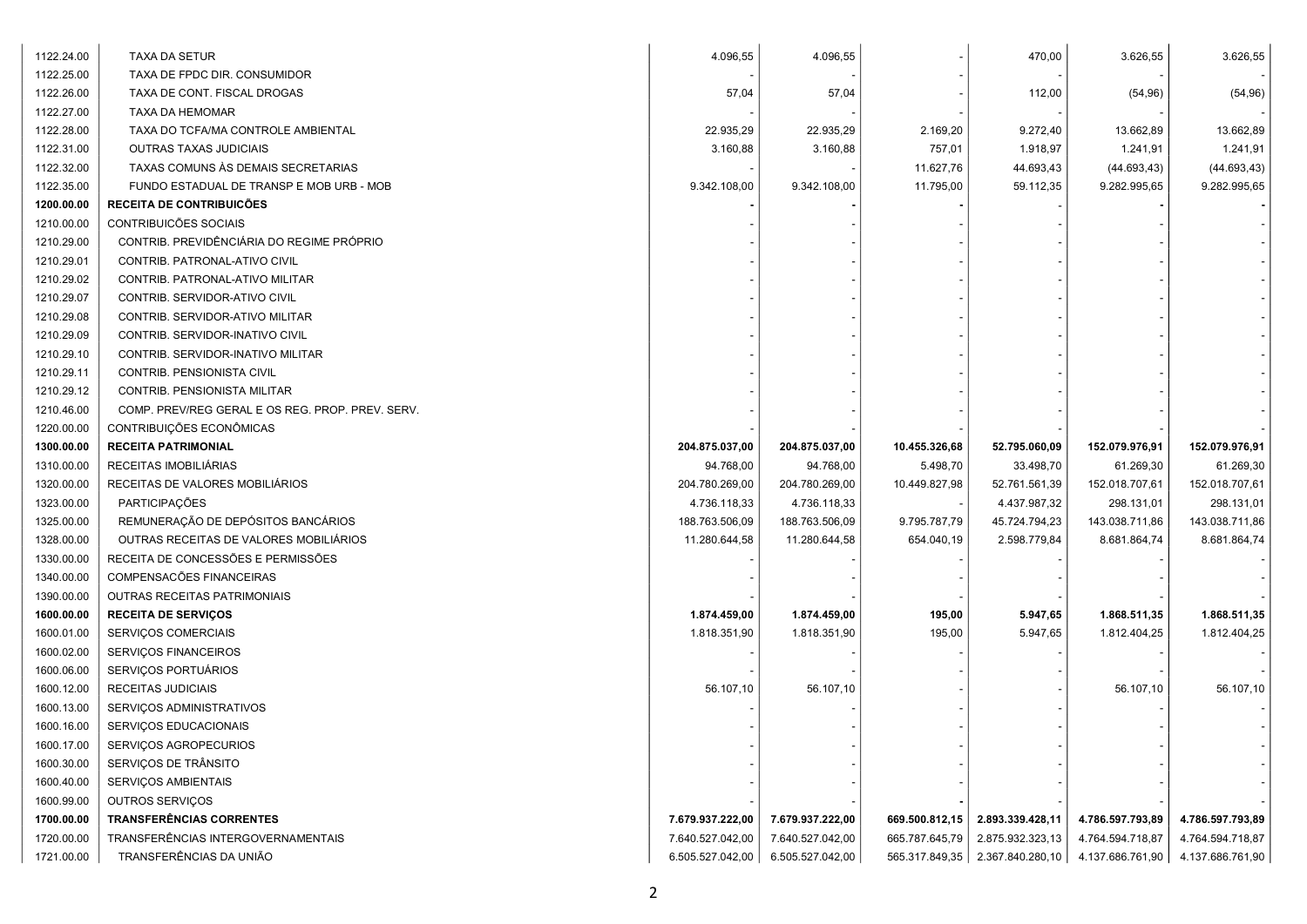| | | | | | | | |
|---|---|---|---|---|---|---|---|
| 1122.24.00 | TAXA DA SETUR | 4.096,55 | 4.096,55 | - | 470,00 | 3.626,55 | 3.626,55 |
| 1122.25.00 | TAXA DE FPDC DIR. CONSUMIDOR | - | - | - | - | - | - |
| 1122.26.00 | TAXA DE CONT. FISCAL DROGAS | 57,04 | 57,04 | - | 112,00 | (54,96) | (54,96) |
| 1122.27.00 | TAXA DA HEMOMAR | - | - | - | - | - | - |
| 1122.28.00 | TAXA DO TCFA/MA CONTROLE AMBIENTAL | 22.935,29 | 22.935,29 | 2.169,20 | 9.272,40 | 13.662,89 | 13.662,89 |
| 1122.31.00 | OUTRAS TAXAS JUDICIAIS | 3.160,88 | 3.160,88 | 757,01 | 1.918,97 | 1.241,91 | 1.241,91 |
| 1122.32.00 | TAXAS COMUNS ÀS DEMAIS SECRETARIAS | - | - | 11.627,76 | 44.693,43 | (44.693,43) | (44.693,43) |
| 1122.35.00 | FUNDO ESTADUAL DE TRANSP E MOB URB - MOB | 9.342.108,00 | 9.342.108,00 | 11.795,00 | 59.112,35 | 9.282.995,65 | 9.282.995,65 |
| **1200.00.00** | **RECEITA DE CONTRIBUICÕES** | **-** | **-** | **-** | - | **-** | **-** |
| 1210.00.00 | CONTRIBUICÕES SOCIAIS | - | - | - | - | - | - |
| 1210.29.00 | CONTRIB. PREVIDÊNCIÁRIA DO REGIME PRÓPRIO | - | - | - | - | - | - |
| 1210.29.01 | CONTRIB. PATRONAL-ATIVO CIVIL | - | - | - | - | - | - |
| 1210.29.02 | CONTRIB. PATRONAL-ATIVO MILITAR | - | - | - | - | - | - |
| 1210.29.07 | CONTRIB. SERVIDOR-ATIVO CIVIL | - | - | - | - | - | - |
| 1210.29.08 | CONTRIB. SERVIDOR-ATIVO MILITAR | - | - | - | - | - | - |
| 1210.29.09 | CONTRIB. SERVIDOR-INATIVO CIVIL | - | - | - | - | - | - |
| 1210.29.10 | CONTRIB. SERVIDOR-INATIVO MILITAR | - | - | - | - | - | - |
| 1210.29.11 | CONTRIB. PENSIONISTA CIVIL | - | - | - | - | - | - |
| 1210.29.12 | CONTRIB. PENSIONISTA MILITAR | - | - | - | - | - | - |
| 1210.46.00 | COMP. PREV/REG GERAL E OS REG. PROP. PREV. SERV. | - | - | - | - | - | - |
| 1220.00.00 | CONTRIBUIÇÕES ECONÔMICAS | - | - | - | - | - | - |
| **1300.00.00** | **RECEITA PATRIMONIAL** | **204.875.037,00** | **204.875.037,00** | **10.455.326,68** | **52.795.060,09** | **152.079.976,91** | **152.079.976,91** |
| 1310.00.00 | RECEITAS IMOBILIÁRIAS | 94.768,00 | 94.768,00 | 5.498,70 | 33.498,70 | 61.269,30 | 61.269,30 |
| 1320.00.00 | RECEITAS DE VALORES MOBILIÁRIOS | 204.780.269,00 | 204.780.269,00 | 10.449.827,98 | 52.761.561,39 | 152.018.707,61 | 152.018.707,61 |
| 1323.00.00 | PARTICIPAÇÕES | 4.736.118,33 | 4.736.118,33 | - | 4.437.987,32 | 298.131,01 | 298.131,01 |
| 1325.00.00 | REMUNERAÇÃO DE DEPÓSITOS BANCÁRIOS | 188.763.506,09 | 188.763.506,09 | 9.795.787,79 | 45.724.794,23 | 143.038.711,86 | 143.038.711,86 |
| 1328.00.00 | OUTRAS RECEITAS DE VALORES MOBILIÁRIOS | 11.280.644,58 | 11.280.644,58 | 654.040,19 | 2.598.779,84 | 8.681.864,74 | 8.681.864,74 |
| 1330.00.00 | RECEITA DE CONCESSÕES E PERMISSÕES | - | - | - | - | - | - |
| 1340.00.00 | COMPENSACÕES FINANCEIRAS | - | - | - | - | - | - |
| 1390.00.00 | OUTRAS RECEITAS PATRIMONIAIS | - | - | - | - | - | - |
| **1600.00.00** | **RECEITA DE SERVIÇOS** | **1.874.459,00** | **1.874.459,00** | **195,00** | **5.947,65** | **1.868.511,35** | **1.868.511,35** |
| 1600.01.00 | SERVIÇOS COMERCIAIS | 1.818.351,90 | 1.818.351,90 | 195,00 | 5.947,65 | 1.812.404,25 | 1.812.404,25 |
| 1600.02.00 | SERVIÇOS FINANCEIROS | - | - | - | - | - | - |
| 1600.06.00 | SERVIÇOS PORTUÁRIOS | - | - | - | - | - | - |
| 1600.12.00 | RECEITAS JUDICIAIS | 56.107,10 | 56.107,10 | - | - | 56.107,10 | 56.107,10 |
| 1600.13.00 | SERVIÇOS ADMINISTRATIVOS | - | - | - | - | - | - |
| 1600.16.00 | SERVIÇOS EDUCACIONAIS | - | - | - | - | - | - |
| 1600.17.00 | SERVIÇOS AGROPECURIOS | - | - | - | - | - | - |
| 1600.30.00 | SERVIÇOS DE TRÂNSITO | - | - | - | - | - | - |
| 1600.40.00 | SERVIÇOS AMBIENTAIS | - | - | - | - | - | - |
| 1600.99.00 | OUTROS SERVIÇOS | - | - | **-** | - | - | - |
| **1700.00.00** | **TRANSFERÊNCIAS CORRENTES** | **7.679.937.222,00** | **7.679.937.222,00** | **669.500.812,15** | **2.893.339.428,11** | **4.786.597.793,89** | **4.786.597.793,89** |
| 1720.00.00 | TRANSFERÊNCIAS INTERGOVERNAMENTAIS | 7.640.527.042,00 | 7.640.527.042,00 | 665.787.645,79 | 2.875.932.323,13 | 4.764.594.718,87 | 4.764.594.718,87 |
| 1721.00.00 | TRANSFERÊNCIAS DA UNIÃO | 6.505.527.042,00 | 6.505.527.042,00 | 565.317.849,35 | 2.367.840.280,10 | 4.137.686.761,90 | 4.137.686.761,90 |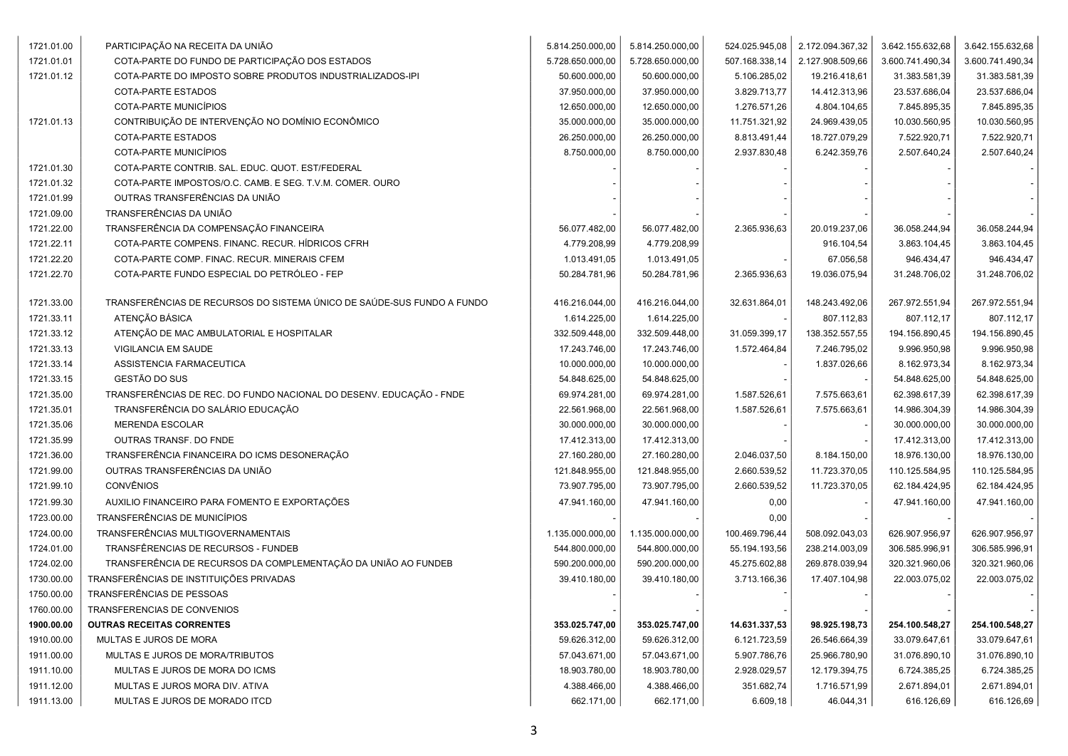| | | | | | | | |
|---|---|---|---|---|---|---|---|
| 1721.01.00 | PARTICIPAÇÃO NA RECEITA DA UNIÃO | 5.814.250.000,00 | 5.814.250.000,00 | 524.025.945,08 | 2.172.094.367,32 | 3.642.155.632,68 | 3.642.155.632,68 |
| 1721.01.01 | COTA-PARTE DO FUNDO DE PARTICIPAÇÃO DOS ESTADOS | 5.728.650.000,00 | 5.728.650.000,00 | 507.168.338,14 | 2.127.908.509,66 | 3.600.741.490,34 | 3.600.741.490,34 |
| 1721.01.12 | COTA-PARTE DO IMPOSTO SOBRE PRODUTOS INDUSTRIALIZADOS-IPI | 50.600.000,00 | 50.600.000,00 | 5.106.285,02 | 19.216.418,61 | 31.383.581,39 | 31.383.581,39 |
| | COTA-PARTE ESTADOS | 37.950.000,00 | 37.950.000,00 | 3.829.713,77 | 14.412.313,96 | 23.537.686,04 | 23.537.686,04 |
| | COTA-PARTE MUNICÍPIOS | 12.650.000,00 | 12.650.000,00 | 1.276.571,26 | 4.804.104,65 | 7.845.895,35 | 7.845.895,35 |
| 1721.01.13 | CONTRIBUIÇÃO DE INTERVENÇÃO NO DOMÍNIO ECONÔMICO | 35.000.000,00 | 35.000.000,00 | 11.751.321,92 | 24.969.439,05 | 10.030.560,95 | 10.030.560,95 |
| | COTA-PARTE ESTADOS | 26.250.000,00 | 26.250.000,00 | 8.813.491,44 | 18.727.079,29 | 7.522.920,71 | 7.522.920,71 |
| | COTA-PARTE MUNICÍPIOS | 8.750.000,00 | 8.750.000,00 | 2.937.830,48 | 6.242.359,76 | 2.507.640,24 | 2.507.640,24 |
| 1721.01.30 | COTA-PARTE CONTRIB. SAL. EDUC. QUOT. EST/FEDERAL | - | - | - | - | - | - |
| 1721.01.32 | COTA-PARTE IMPOSTOS/O.C. CAMB. E SEG. T.V.M. COMER. OURO | - | - | - | - | - | - |
| 1721.01.99 | OUTRAS TRANSFERÊNCIAS DA UNIÃO | - | - | - | - | - | - |
| 1721.09.00 | TRANSFERÊNCIAS DA UNIÃO | - | - | - | - | - | - |
| 1721.22.00 | TRANSFERÊNCIA DA COMPENSAÇÃO FINANCEIRA | 56.077.482,00 | 56.077.482,00 | 2.365.936,63 | 20.019.237,06 | 36.058.244,94 | 36.058.244,94 |
| 1721.22.11 | COTA-PARTE COMPENS. FINANC. RECUR. HÍDRICOS CFRH | 4.779.208,99 | 4.779.208,99 | | 916.104,54 | 3.863.104,45 | 3.863.104,45 |
| 1721.22.20 | COTA-PARTE COMP. FINAC. RECUR. MINERAIS CFEM | 1.013.491,05 | 1.013.491,05 | - | 67.056,58 | 946.434,47 | 946.434,47 |
| 1721.22.70 | COTA-PARTE FUNDO ESPECIAL DO PETRÓLEO - FEP | 50.284.781,96 | 50.284.781,96 | 2.365.936,63 | 19.036.075,94 | 31.248.706,02 | 31.248.706,02 |
| 1721.33.00 | TRANSFERÊNCIAS DE RECURSOS DO SISTEMA ÚNICO DE SAÚDE-SUS FUNDO A FUNDO | 416.216.044,00 | 416.216.044,00 | 32.631.864,01 | 148.243.492,06 | 267.972.551,94 | 267.972.551,94 |
| 1721.33.11 | ATENÇÃO BÁSICA | 1.614.225,00 | 1.614.225,00 | - | 807.112,83 | 807.112,17 | 807.112,17 |
| 1721.33.12 | ATENÇÃO DE MAC AMBULATORIAL E HOSPITALAR | 332.509.448,00 | 332.509.448,00 | 31.059.399,17 | 138.352.557,55 | 194.156.890,45 | 194.156.890,45 |
| 1721.33.13 | VIGILANCIA EM SAUDE | 17.243.746,00 | 17.243.746,00 | 1.572.464,84 | 7.246.795,02 | 9.996.950,98 | 9.996.950,98 |
| 1721.33.14 | ASSISTENCIA FARMACEUTICA | 10.000.000,00 | 10.000.000,00 | - | 1.837.026,66 | 8.162.973,34 | 8.162.973,34 |
| 1721.33.15 | GESTÃO DO SUS | 54.848.625,00 | 54.848.625,00 | - | - | 54.848.625,00 | 54.848.625,00 |
| 1721.35.00 | TRANSFERÊNCIAS DE REC. DO FUNDO NACIONAL DO DESENV. EDUCAÇÃO - FNDE | 69.974.281,00 | 69.974.281,00 | 1.587.526,61 | 7.575.663,61 | 62.398.617,39 | 62.398.617,39 |
| 1721.35.01 | TRANSFERÊNCIA DO SALÁRIO EDUCAÇÃO | 22.561.968,00 | 22.561.968,00 | 1.587.526,61 | 7.575.663,61 | 14.986.304,39 | 14.986.304,39 |
| 1721.35.06 | MERENDA ESCOLAR | 30.000.000,00 | 30.000.000,00 | - | - | 30.000.000,00 | 30.000.000,00 |
| 1721.35.99 | OUTRAS TRANSF. DO FNDE | 17.412.313,00 | 17.412.313,00 | - | - | 17.412.313,00 | 17.412.313,00 |
| 1721.36.00 | TRANSFERÊNCIA FINANCEIRA DO ICMS DESONERAÇÃO | 27.160.280,00 | 27.160.280,00 | 2.046.037,50 | 8.184.150,00 | 18.976.130,00 | 18.976.130,00 |
| 1721.99.00 | OUTRAS TRANSFERÊNCIAS DA UNIÃO | 121.848.955,00 | 121.848.955,00 | 2.660.539,52 | 11.723.370,05 | 110.125.584,95 | 110.125.584,95 |
| 1721.99.10 | CONVÊNIOS | 73.907.795,00 | 73.907.795,00 | 2.660.539,52 | 11.723.370,05 | 62.184.424,95 | 62.184.424,95 |
| 1721.99.30 | AUXILIO FINANCEIRO PARA FOMENTO E EXPORTAÇÕES | 47.941.160,00 | 47.941.160,00 | 0,00 | - | 47.941.160,00 | 47.941.160,00 |
| 1723.00.00 | TRANSFERÊNCIAS DE MUNICÍPIOS | - | - | 0,00 | - | - | - |
| 1724.00.00 | TRANSFERÊNCIAS MULTIGOVERNAMENTAIS | 1.135.000.000,00 | 1.135.000.000,00 | 100.469.796,44 | 508.092.043,03 | 626.907.956,97 | 626.907.956,97 |
| 1724.01.00 | TRANSFÊRENCIAS DE RECURSOS - FUNDEB | 544.800.000,00 | 544.800.000,00 | 55.194.193,56 | 238.214.003,09 | 306.585.996,91 | 306.585.996,91 |
| 1724.02.00 | TRANSFERÊNCIA DE RECURSOS DA COMPLEMENTAÇÃO DA UNIÃO AO FUNDEB | 590.200.000,00 | 590.200.000,00 | 45.275.602,88 | 269.878.039,94 | 320.321.960,06 | 320.321.960,06 |
| 1730.00.00 | TRANSFERÊNCIAS DE INSTITUIÇÕES PRIVADAS | 39.410.180,00 | 39.410.180,00 | 3.713.166,36 | 17.407.104,98 | 22.003.075,02 | 22.003.075,02 |
| 1750.00.00 | TRANSFERÊNCIAS DE PESSOAS | - | - | - | - | - | - |
| 1760.00.00 | TRANSFERENCIAS DE CONVENIOS | - | - | - | - | - | - |
| **1900.00.00** | **OUTRAS RECEITAS CORRENTES** | **353.025.747,00** | **353.025.747,00** | **14.631.337,53** | **98.925.198,73** | **254.100.548,27** | **254.100.548,27** |
| 1910.00.00 | MULTAS E JUROS DE MORA | 59.626.312,00 | 59.626.312,00 | 6.121.723,59 | 26.546.664,39 | 33.079.647,61 | 33.079.647,61 |
| 1911.00.00 | MULTAS E JUROS DE MORA/TRIBUTOS | 57.043.671,00 | 57.043.671,00 | 5.907.786,76 | 25.966.780,90 | 31.076.890,10 | 31.076.890,10 |
| 1911.10.00 | MULTAS E JUROS DE MORA DO ICMS | 18.903.780,00 | 18.903.780,00 | 2.928.029,57 | 12.179.394,75 | 6.724.385,25 | 6.724.385,25 |
| 1911.12.00 | MULTAS E JUROS MORA DIV. ATIVA | 4.388.466,00 | 4.388.466,00 | 351.682,74 | 1.716.571,99 | 2.671.894,01 | 2.671.894,01 |
| 1911.13.00 | MULTAS E JUROS DE MORADO ITCD | 662.171,00 | 662.171,00 | 6.609,18 | 46.044,31 | 616.126,69 | 616.126,69 |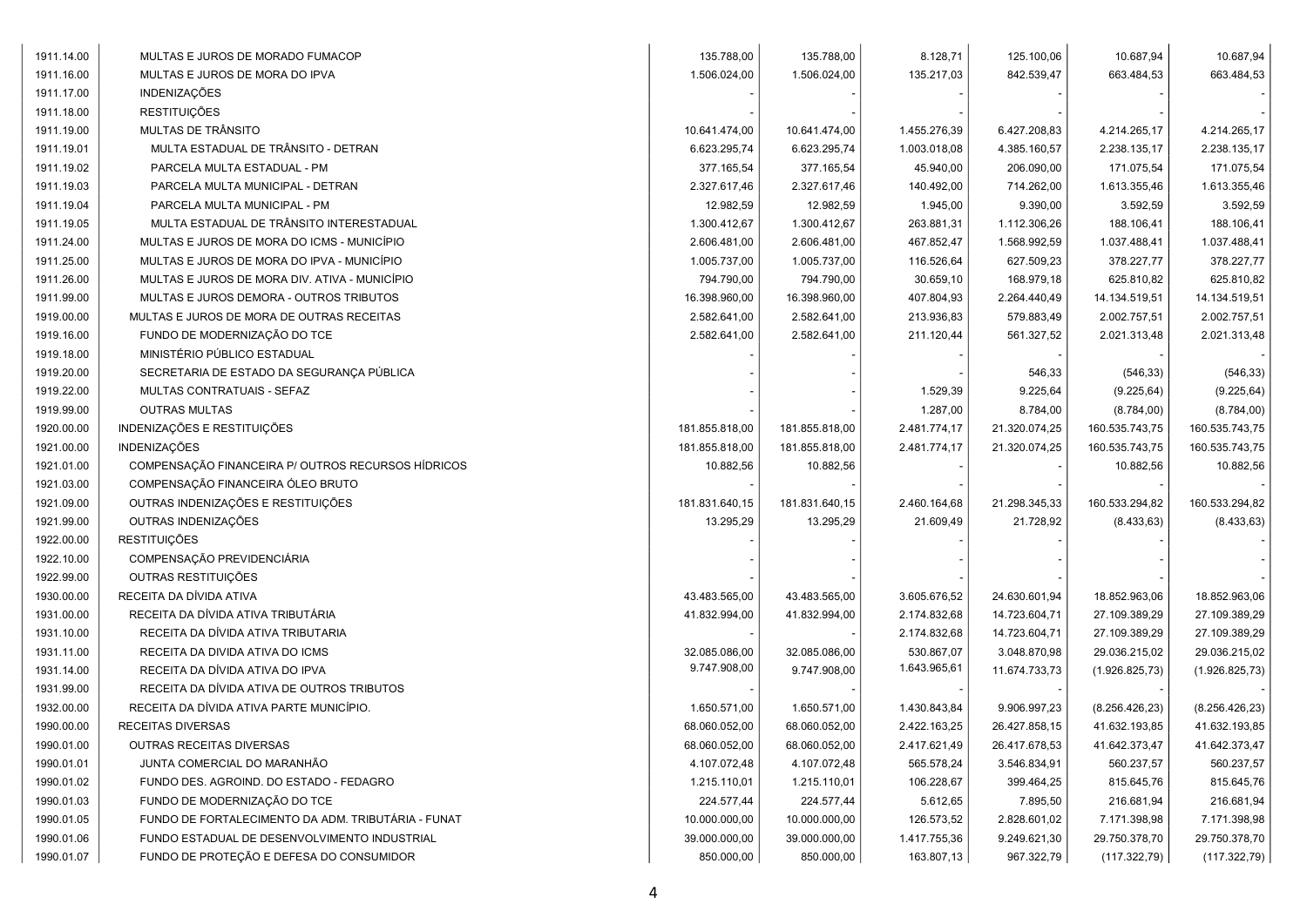| | | | | | | | |
|---|---|---|---|---|---|---|---|
| 1911.14.00 | MULTAS E JUROS DE MORADO FUMACOP | 135.788,00 | 135.788,00 | 8.128,71 | 125.100,06 | 10.687,94 | 10.687,94 |
| 1911.16.00 | MULTAS E JUROS DE MORA DO IPVA | 1.506.024,00 | 1.506.024,00 | 135.217,03 | 842.539,47 | 663.484,53 | 663.484,53 |
| 1911.17.00 | INDENIZAÇÕES | - | - | - | - | - | - |
| 1911.18.00 | RESTITUIÇÕES | - | - | - | - | - | - |
| 1911.19.00 | MULTAS DE TRÂNSITO | 10.641.474,00 | 10.641.474,00 | 1.455.276,39 | 6.427.208,83 | 4.214.265,17 | 4.214.265,17 |
| 1911.19.01 | MULTA ESTADUAL DE TRÂNSITO - DETRAN | 6.623.295,74 | 6.623.295,74 | 1.003.018,08 | 4.385.160,57 | 2.238.135,17 | 2.238.135,17 |
| 1911.19.02 | PARCELA MULTA ESTADUAL - PM | 377.165,54 | 377.165,54 | 45.940,00 | 206.090,00 | 171.075,54 | 171.075,54 |
| 1911.19.03 | PARCELA MULTA MUNICIPAL - DETRAN | 2.327.617,46 | 2.327.617,46 | 140.492,00 | 714.262,00 | 1.613.355,46 | 1.613.355,46 |
| 1911.19.04 | PARCELA MULTA MUNICIPAL - PM | 12.982,59 | 12.982,59 | 1.945,00 | 9.390,00 | 3.592,59 | 3.592,59 |
| 1911.19.05 | MULTA ESTADUAL DE TRÂNSITO INTERESTADUAL | 1.300.412,67 | 1.300.412,67 | 263.881,31 | 1.112.306,26 | 188.106,41 | 188.106,41 |
| 1911.24.00 | MULTAS E JUROS DE MORA DO ICMS - MUNICÍPIO | 2.606.481,00 | 2.606.481,00 | 467.852,47 | 1.568.992,59 | 1.037.488,41 | 1.037.488,41 |
| 1911.25.00 | MULTAS E JUROS DE MORA DO IPVA - MUNICÍPIO | 1.005.737,00 | 1.005.737,00 | 116.526,64 | 627.509,23 | 378.227,77 | 378.227,77 |
| 1911.26.00 | MULTAS E JUROS DE MORA DIV. ATIVA - MUNICÍPIO | 794.790,00 | 794.790,00 | 30.659,10 | 168.979,18 | 625.810,82 | 625.810,82 |
| 1911.99.00 | MULTAS E JUROS DEMORA - OUTROS TRIBUTOS | 16.398.960,00 | 16.398.960,00 | 407.804,93 | 2.264.440,49 | 14.134.519,51 | 14.134.519,51 |
| 1919.00.00 | MULTAS E JUROS DE MORA DE OUTRAS RECEITAS | 2.582.641,00 | 2.582.641,00 | 213.936,83 | 579.883,49 | 2.002.757,51 | 2.002.757,51 |
| 1919.16.00 | FUNDO DE MODERNIZAÇÃO DO TCE | 2.582.641,00 | 2.582.641,00 | 211.120,44 | 561.327,52 | 2.021.313,48 | 2.021.313,48 |
| 1919.18.00 | MINISTÉRIO PÚBLICO ESTADUAL | - | - | - | - | - | - |
| 1919.20.00 | SECRETARIA DE ESTADO DA SEGURANÇA PÚBLICA | - | - | - | 546,33 | (546,33) | (546,33) |
| 1919.22.00 | MULTAS CONTRATUAIS - SEFAZ | - | - | 1.529,39 | 9.225,64 | (9.225,64) | (9.225,64) |
| 1919.99.00 | OUTRAS MULTAS | - | - | 1.287,00 | 8.784,00 | (8.784,00) | (8.784,00) |
| 1920.00.00 | INDENIZAÇÕES E RESTITUIÇÕES | 181.855.818,00 | 181.855.818,00 | 2.481.774,17 | 21.320.074,25 | 160.535.743,75 | 160.535.743,75 |
| 1921.00.00 | INDENIZAÇÕES | 181.855.818,00 | 181.855.818,00 | 2.481.774,17 | 21.320.074,25 | 160.535.743,75 | 160.535.743,75 |
| 1921.01.00 | COMPENSAÇÃO FINANCEIRA P/ OUTROS RECURSOS HÍDRICOS | 10.882,56 | 10.882,56 | - | - | 10.882,56 | 10.882,56 |
| 1921.03.00 | COMPENSAÇÃO FINANCEIRA ÓLEO BRUTO | - | - | - | - | - | - |
| 1921.09.00 | OUTRAS INDENIZAÇÕES E RESTITUIÇÕES | 181.831.640,15 | 181.831.640,15 | 2.460.164,68 | 21.298.345,33 | 160.533.294,82 | 160.533.294,82 |
| 1921.99.00 | OUTRAS INDENIZAÇÕES | 13.295,29 | 13.295,29 | 21.609,49 | 21.728,92 | (8.433,63) | (8.433,63) |
| 1922.00.00 | RESTITUIÇÕES | - | - | - | - | - | - |
| 1922.10.00 | COMPENSAÇÃO PREVIDENCIÁRIA | - | - | - | - | - | - |
| 1922.99.00 | OUTRAS RESTITUIÇÕES | - | - | - | - | - | - |
| 1930.00.00 | RECEITA DA DÍVIDA ATIVA | 43.483.565,00 | 43.483.565,00 | 3.605.676,52 | 24.630.601,94 | 18.852.963,06 | 18.852.963,06 |
| 1931.00.00 | RECEITA DA DÍVIDA ATIVA TRIBUTÁRIA | 41.832.994,00 | 41.832.994,00 | 2.174.832,68 | 14.723.604,71 | 27.109.389,29 | 27.109.389,29 |
| 1931.10.00 | RECEITA DA DÍVIDA ATIVA TRIBUTARIA | - | - | 2.174.832,68 | 14.723.604,71 | 27.109.389,29 | 27.109.389,29 |
| 1931.11.00 | RECEITA DA DIVIDA ATIVA DO ICMS | 32.085.086,00 | 32.085.086,00 | 530.867,07 | 3.048.870,98 | 29.036.215,02 | 29.036.215,02 |
| 1931.14.00 | RECEITA DA DÍVIDA ATIVA DO IPVA | 9.747.908,00 | 9.747.908,00 | 1.643.965,61 | 11.674.733,73 | (1.926.825,73) | (1.926.825,73) |
| 1931.99.00 | RECEITA DA DÍVIDA ATIVA DE OUTROS TRIBUTOS | - | - | - | - | - | - |
| 1932.00.00 | RECEITA DA DÍVIDA ATIVA PARTE MUNICÍPIO. | 1.650.571,00 | 1.650.571,00 | 1.430.843,84 | 9.906.997,23 | (8.256.426,23) | (8.256.426,23) |
| 1990.00.00 | RECEITAS DIVERSAS | 68.060.052,00 | 68.060.052,00 | 2.422.163,25 | 26.427.858,15 | 41.632.193,85 | 41.632.193,85 |
| 1990.01.00 | OUTRAS RECEITAS DIVERSAS | 68.060.052,00 | 68.060.052,00 | 2.417.621,49 | 26.417.678,53 | 41.642.373,47 | 41.642.373,47 |
| 1990.01.01 | JUNTA COMERCIAL DO MARANHÃO | 4.107.072,48 | 4.107.072,48 | 565.578,24 | 3.546.834,91 | 560.237,57 | 560.237,57 |
| 1990.01.02 | FUNDO DES. AGROIND. DO ESTADO - FEDAGRO | 1.215.110,01 | 1.215.110,01 | 106.228,67 | 399.464,25 | 815.645,76 | 815.645,76 |
| 1990.01.03 | FUNDO DE MODERNIZAÇÃO DO TCE | 224.577,44 | 224.577,44 | 5.612,65 | 7.895,50 | 216.681,94 | 216.681,94 |
| 1990.01.05 | FUNDO DE FORTALECIMENTO DA ADM. TRIBUTÁRIA - FUNAT | 10.000.000,00 | 10.000.000,00 | 126.573,52 | 2.828.601,02 | 7.171.398,98 | 7.171.398,98 |
| 1990.01.06 | FUNDO ESTADUAL DE DESENVOLVIMENTO INDUSTRIAL | 39.000.000,00 | 39.000.000,00 | 1.417.755,36 | 9.249.621,30 | 29.750.378,70 | 29.750.378,70 |
| 1990.01.07 | FUNDO DE PROTEÇÃO E DEFESA DO CONSUMIDOR | 850.000,00 | 850.000,00 | 163.807,13 | 967.322,79 | (117.322,79) | (117.322,79) |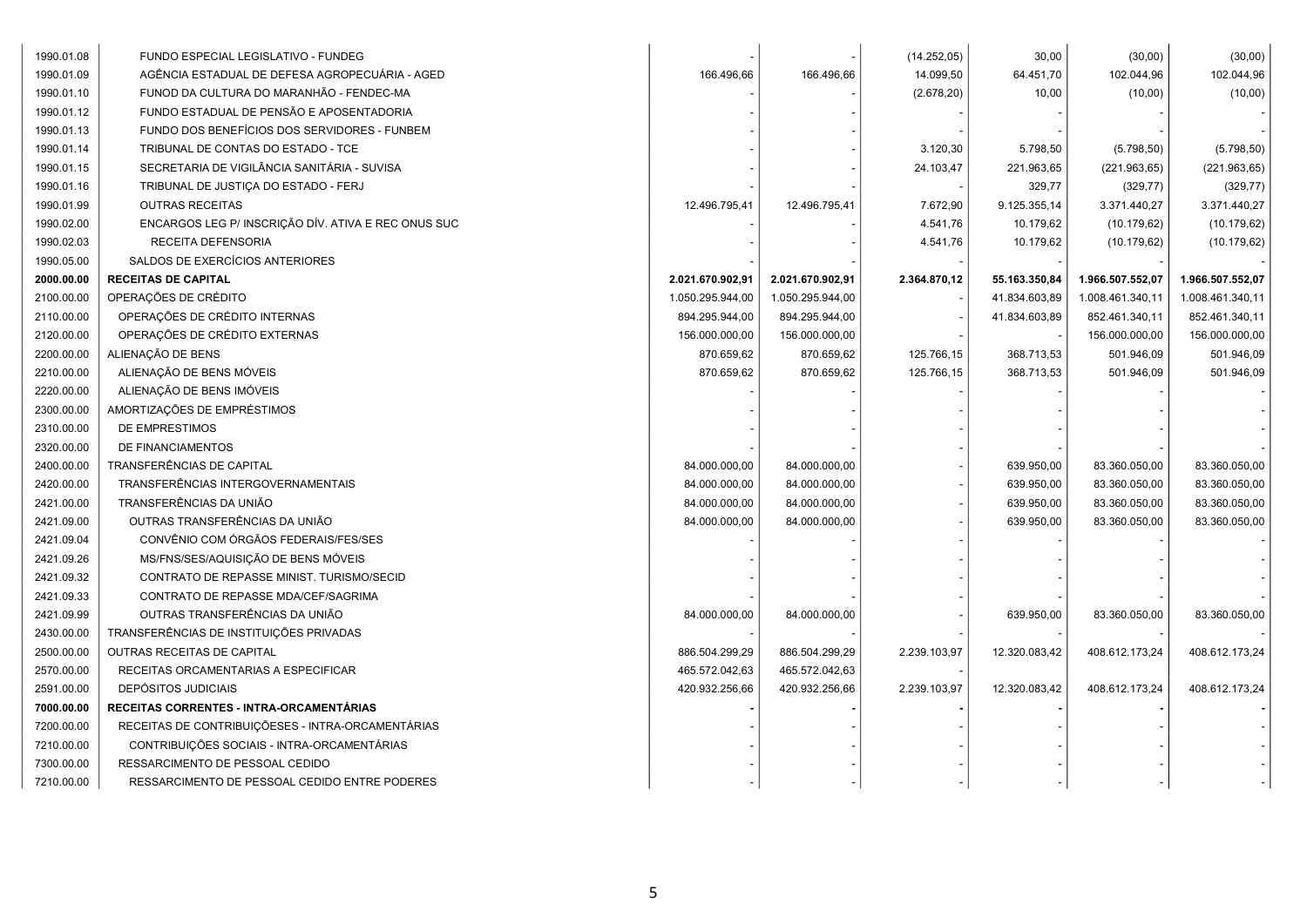| | | | | | | | |
|---|---|---|---|---|---|---|---|
| 1990.01.08 | FUNDO ESPECIAL LEGISLATIVO - FUNDEG | - | - | (14.252,05) | 30,00 | (30,00) | (30,00) |
| 1990.01.09 | AGÊNCIA ESTADUAL DE DEFESA AGROPECUÁRIA - AGED | 166.496,66 | 166.496,66 | 14.099,50 | 64.451,70 | 102.044,96 | 102.044,96 |
| 1990.01.10 | FUNOD DA CULTURA DO MARANHÃO - FENDEC-MA | - | - | (2.678,20) | 10,00 | (10,00) | (10,00) |
| 1990.01.12 | FUNDO ESTADUAL DE PENSÃO E APOSENTADORIA | - | - | - | - | - | - |
| 1990.01.13 | FUNDO DOS BENEFÍCIOS DOS SERVIDORES - FUNBEM | - | - | - | - | - | - |
| 1990.01.14 | TRIBUNAL DE CONTAS DO ESTADO - TCE | - | - | 3.120,30 | 5.798,50 | (5.798,50) | (5.798,50) |
| 1990.01.15 | SECRETARIA DE VIGILÂNCIA SANITÁRIA - SUVISA | - | - | 24.103,47 | 221.963,65 | (221.963,65) | (221.963,65) |
| 1990.01.16 | TRIBUNAL DE JUSTIÇA DO ESTADO - FERJ | - | - | - | 329,77 | (329,77) | (329,77) |
| 1990.01.99 | OUTRAS RECEITAS | 12.496.795,41 | 12.496.795,41 | 7.672,90 | 9.125.355,14 | 3.371.440,27 | 3.371.440,27 |
| 1990.02.00 | ENCARGOS LEG P/ INSCRIÇÃO DÍV. ATIVA E REC ONUS SUC | - | - | 4.541,76 | 10.179,62 | (10.179,62) | (10.179,62) |
| 1990.02.03 | RECEITA DEFENSORIA | - | - | 4.541,76 | 10.179,62 | (10.179,62) | (10.179,62) |
| 1990.05.00 | SALDOS DE EXERCÍCIOS ANTERIORES | - | - | - | - | - | - |
| **2000.00.00** | **RECEITAS DE CAPITAL** | **2.021.670.902,91** | **2.021.670.902,91** | **2.364.870,12** | **55.163.350,84** | **1.966.507.552,07** | **1.966.507.552,07** |
| 2100.00.00 | OPERAÇÕES DE CRÉDITO | 1.050.295.944,00 | 1.050.295.944,00 | - | 41.834.603,89 | 1.008.461.340,11 | 1.008.461.340,11 |
| 2110.00.00 | OPERAÇÕES DE CRÉDITO INTERNAS | 894.295.944,00 | 894.295.944,00 | - | 41.834.603,89 | 852.461.340,11 | 852.461.340,11 |
| 2120.00.00 | OPERAÇÕES DE CRÉDITO EXTERNAS | 156.000.000,00 | 156.000.000,00 | - | - | 156.000.000,00 | 156.000.000,00 |
| 2200.00.00 | ALIENAÇÃO DE BENS | 870.659,62 | 870.659,62 | 125.766,15 | 368.713,53 | 501.946,09 | 501.946,09 |
| 2210.00.00 | ALIENAÇÃO DE BENS MÓVEIS | 870.659,62 | 870.659,62 | 125.766,15 | 368.713,53 | 501.946,09 | 501.946,09 |
| 2220.00.00 | ALIENAÇÃO DE BENS IMÓVEIS | - | - | - | - | - | - |
| 2300.00.00 | AMORTIZAÇÕES DE EMPRÉSTIMOS | - | - | - | - | - | - |
| 2310.00.00 | DE EMPRESTIMOS | - | - | - | - | - | - |
| 2320.00.00 | DE FINANCIAMENTOS | - | - | - | - | - | - |
| 2400.00.00 | TRANSFERÊNCIAS DE CAPITAL | 84.000.000,00 | 84.000.000,00 | - | 639.950,00 | 83.360.050,00 | 83.360.050,00 |
| 2420.00.00 | TRANSFERÊNCIAS INTERGOVERNAMENTAIS | 84.000.000,00 | 84.000.000,00 | - | 639.950,00 | 83.360.050,00 | 83.360.050,00 |
| 2421.00.00 | TRANSFERÊNCIAS DA UNIÃO | 84.000.000,00 | 84.000.000,00 | - | 639.950,00 | 83.360.050,00 | 83.360.050,00 |
| 2421.09.00 | OUTRAS TRANSFERÊNCIAS DA UNIÃO | 84.000.000,00 | 84.000.000,00 | - | 639.950,00 | 83.360.050,00 | 83.360.050,00 |
| 2421.09.04 | CONVÊNIO COM ÓRGÃOS FEDERAIS/FES/SES | - | - | - | - | - | - |
| 2421.09.26 | MS/FNS/SES/AQUISIÇÃO DE BENS MÓVEIS | - | - | - | - | - | - |
| 2421.09.32 | CONTRATO DE REPASSE MINIST. TURISMO/SECID | - | - | - | - | - | - |
| 2421.09.33 | CONTRATO DE REPASSE MDA/CEF/SAGRIMA | - | - | - | - | - | - |
| 2421.09.99 | OUTRAS TRANSFERÊNCIAS DA UNIÃO | 84.000.000,00 | 84.000.000,00 | - | 639.950,00 | 83.360.050,00 | 83.360.050,00 |
| 2430.00.00 | TRANSFERÊNCIAS DE INSTITUIÇÕES PRIVADAS | - | - | - | - | - | - |
| 2500.00.00 | OUTRAS RECEITAS DE CAPITAL | 886.504.299,29 | 886.504.299,29 | 2.239.103,97 | 12.320.083,42 | 408.612.173,24 | 408.612.173,24 |
| 2570.00.00 | RECEITAS ORCAMENTARIAS A ESPECIFICAR | 465.572.042,63 | 465.572.042,63 | - | | | |
| 2591.00.00 | DEPÓSITOS JUDICIAIS | 420.932.256,66 | 420.932.256,66 | 2.239.103,97 | 12.320.083,42 | 408.612.173,24 | 408.612.173,24 |
| **7000.00.00** | **RECEITAS CORRENTES - INTRA-ORCAMENTÁRIAS** | **-** | **-** | **-** | **-** | **-** | **-** |
| 7200.00.00 | RECEITAS DE CONTRIBUIÇÕESES - INTRA-ORCAMENTÁRIAS | - | - | - | - | - | - |
| 7210.00.00 | CONTRIBUIÇÕES SOCIAIS - INTRA-ORCAMENTÁRIAS | - | - | - | - | - | - |
| 7300.00.00 | RESSARCIMENTO DE PESSOAL CEDIDO | - | - | - | - | - | - |
| 7210.00.00 | RESSARCIMENTO DE PESSOAL CEDIDO ENTRE PODERES | - | - | - | - | - | - |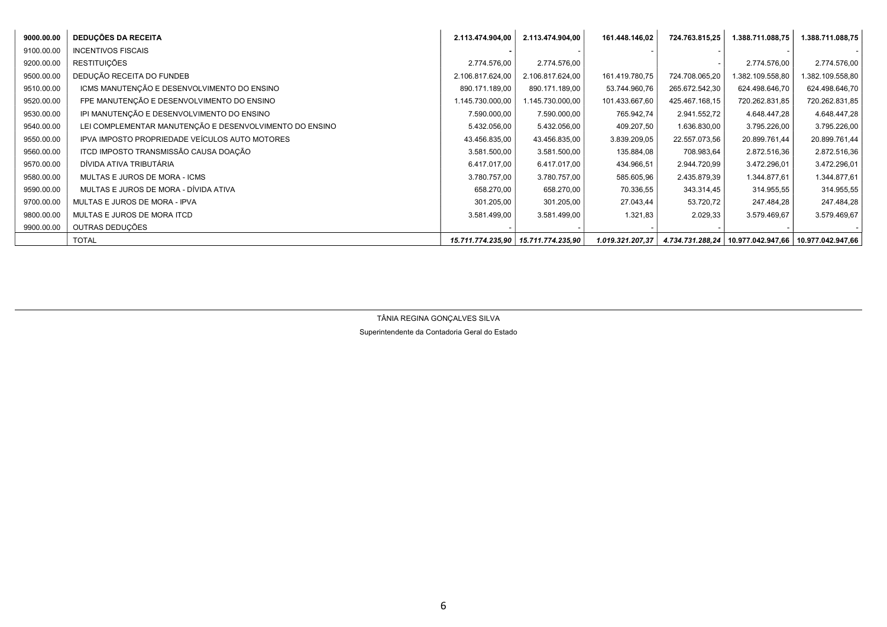| | | | | | | | |
|---|---|---|---|---|---|---|---|
| **9000.00.00** | **DEDUÇÕES DA RECEITA** | **2.113.474.904,00** | **2.113.474.904,00** | **161.448.146,02** | **724.763.815,25** | **1.388.711.088,75** | **1.388.711.088,75** |
| 9100.00.00 | INCENTIVOS FISCAIS | **-** | - | - | - | - | - |
| 9200.00.00 | RESTITUIÇÕES | 2.774.576,00 | 2.774.576,00 | | - | 2.774.576,00 | 2.774.576,00 |
| 9500.00.00 | DEDUÇÃO RECEITA DO FUNDEB | 2.106.817.624,00 | 2.106.817.624,00 | 161.419.780,75 | 724.708.065,20 | 1.382.109.558,80 | 1.382.109.558,80 |
| 9510.00.00 | ICMS MANUTENÇÃO E DESENVOLVIMENTO DO ENSINO | 890.171.189,00 | 890.171.189,00 | 53.744.960,76 | 265.672.542,30 | 624.498.646,70 | 624.498.646,70 |
| 9520.00.00 | FPE MANUTENÇÃO E DESENVOLVIMENTO DO ENSINO | 1.145.730.000,00 | 1.145.730.000,00 | 101.433.667,60 | 425.467.168,15 | 720.262.831,85 | 720.262.831,85 |
| 9530.00.00 | IPI MANUTENÇÃO E DESENVOLVIMENTO DO ENSINO | 7.590.000,00 | 7.590.000,00 | 765.942,74 | 2.941.552,72 | 4.648.447,28 | 4.648.447,28 |
| 9540.00.00 | LEI COMPLEMENTAR MANUTENÇÃO E DESENVOLVIMENTO DO ENSINO | 5.432.056,00 | 5.432.056,00 | 409.207,50 | 1.636.830,00 | 3.795.226,00 | 3.795.226,00 |
| 9550.00.00 | IPVA IMPOSTO PROPRIEDADE VEÍCULOS AUTO MOTORES | 43.456.835,00 | 43.456.835,00 | 3.839.209,05 | 22.557.073,56 | 20.899.761,44 | 20.899.761,44 |
| 9560.00.00 | ITCD IMPOSTO TRANSMISSÃO CAUSA DOAÇÃO | 3.581.500,00 | 3.581.500,00 | 135.884,08 | 708.983,64 | 2.872.516,36 | 2.872.516,36 |
| 9570.00.00 | DÍVIDA ATIVA TRIBUTÁRIA | 6.417.017,00 | 6.417.017,00 | 434.966,51 | 2.944.720,99 | 3.472.296,01 | 3.472.296,01 |
| 9580.00.00 | MULTAS E JUROS DE MORA - ICMS | 3.780.757,00 | 3.780.757,00 | 585.605,96 | 2.435.879,39 | 1.344.877,61 | 1.344.877,61 |
| 9590.00.00 | MULTAS E JUROS DE MORA - DÍVIDA ATIVA | 658.270,00 | 658.270,00 | 70.336,55 | 343.314,45 | 314.955,55 | 314.955,55 |
| 9700.00.00 | MULTAS E JUROS DE MORA - IPVA | 301.205,00 | 301.205,00 | 27.043,44 | 53.720,72 | 247.484,28 | 247.484,28 |
| 9800.00.00 | MULTAS E JUROS DE MORA ITCD | 3.581.499,00 | 3.581.499,00 | 1.321,83 | 2.029,33 | 3.579.469,67 | 3.579.469,67 |
| 9900.00.00 | OUTRAS DEDUÇÕES | - | - | - | - | - | - |
| | TOTAL | ***15.711.774.235,90*** | ***15.711.774.235,90*** | ***1.019.321.207,37*** | ***4.734.731.288,24*** | ***10.977.042.947,66*** | ***10.977.042.947,66*** |

TÂNIA REGINA GONÇALVES SILVA

Superintendente da Contadoria Geral do Estado